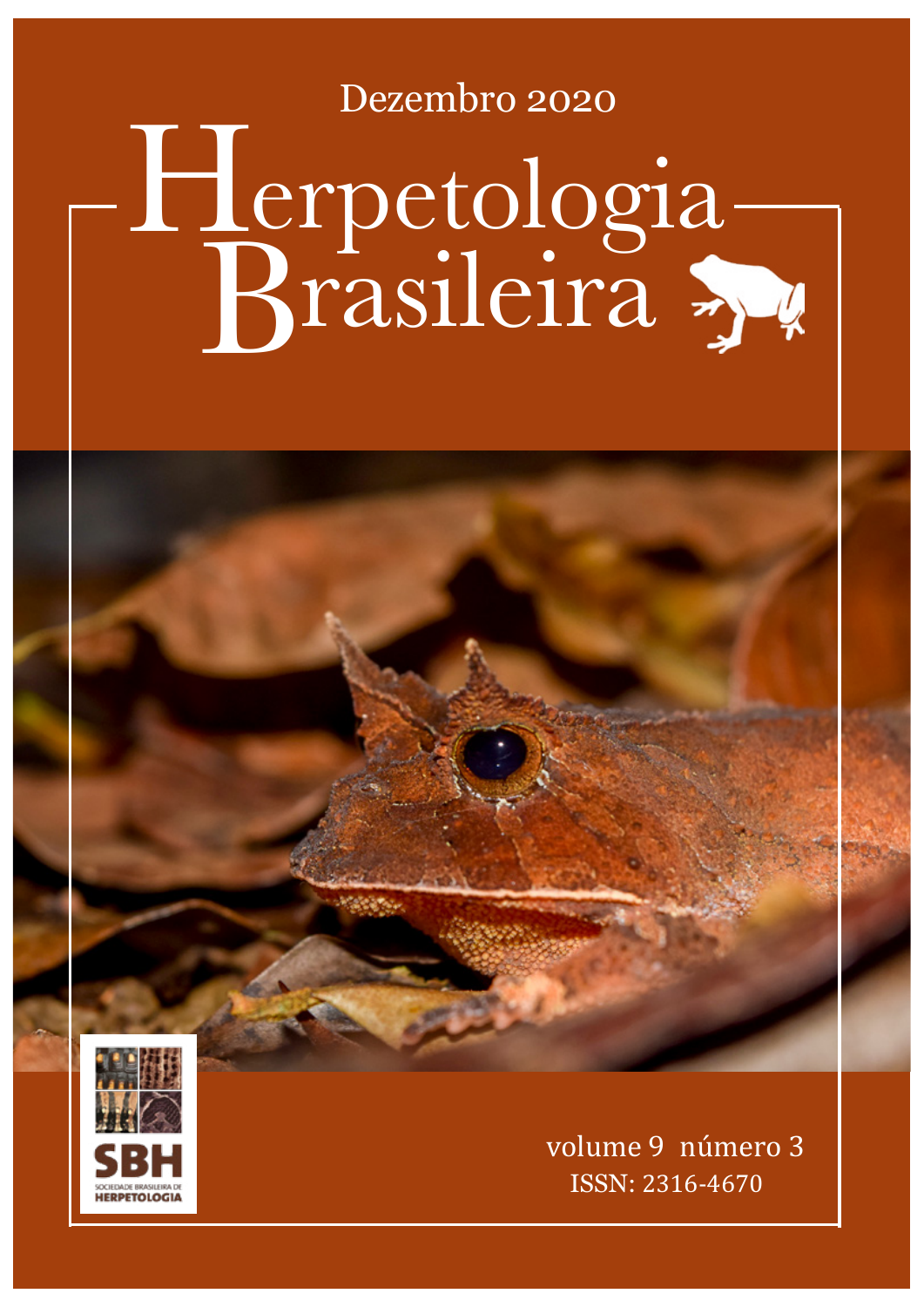Dezembro 2020

# Herpetologia Brasileira

SBH

SOCIEDADE BRASILEIRA DE HERPETOLOGIA

volume 9 número 3

ISSN: 2316-4670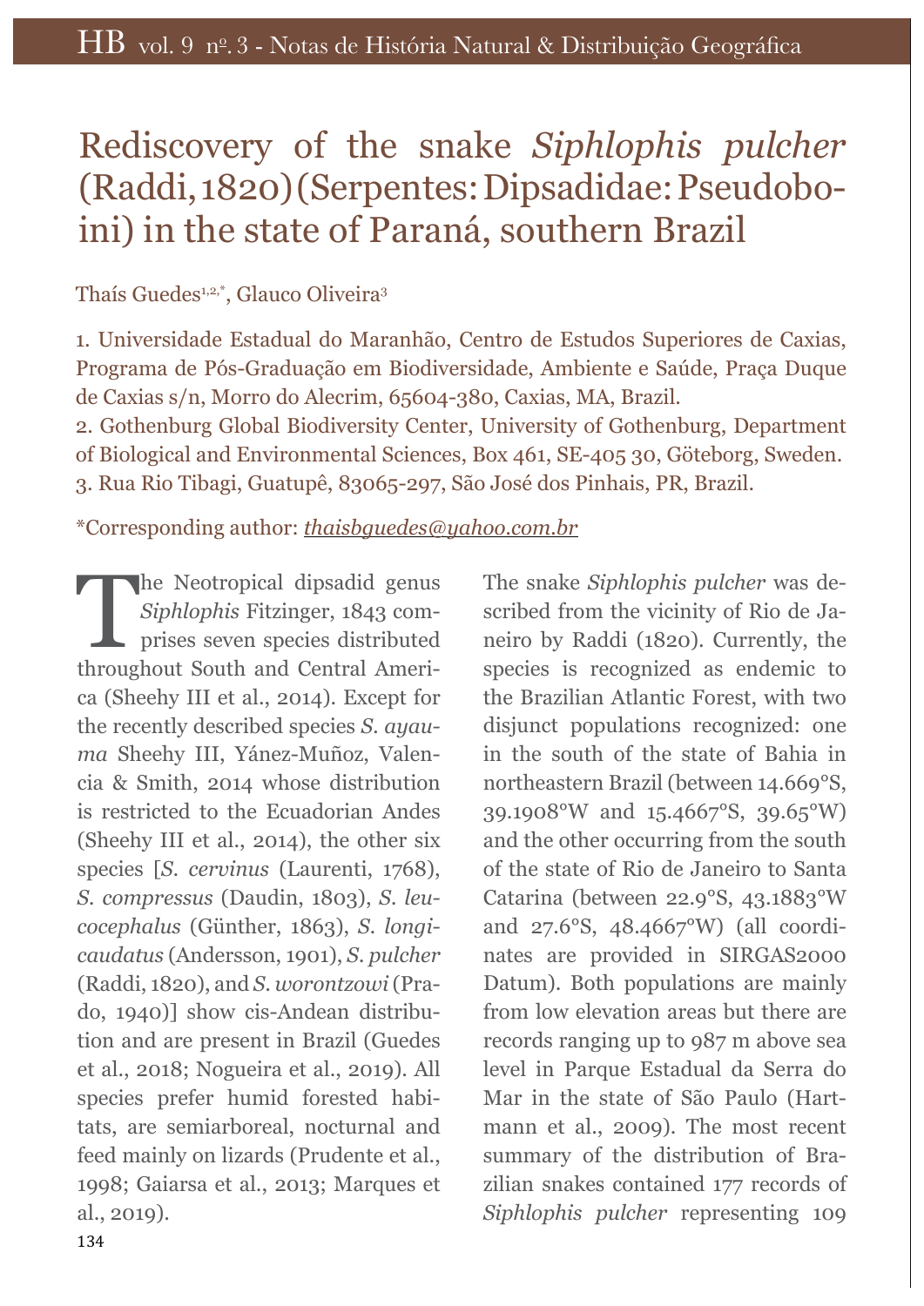# Rediscovery of the snake *Siphlophis pulcher* (Raddi, 1820) (Serpentes: Dipsadidae: Pseudoboini) in the state of Paraná, southern Brazil

Thaís Guedes[1,2,*], Glauco Oliveira[3]

1. Universidade Estadual do Maranhão, Centro de Estudos Superiores de Caxias, Programa de Pós-Graduação em Biodiversidade, Ambiente e Saúde, Praça Duque de Caxias s/n, Morro do Alecrim, 65604-380, Caxias, MA, Brazil.
2. Gothenburg Global Biodiversity Center, University of Gothenburg, Department of Biological and Environmental Sciences, Box 461, SE-405 30, Göteborg, Sweden.
3. Rua Rio Tibagi, Guatupê, 83065-297, São José dos Pinhais, PR, Brazil.

*Corresponding author: *thaisbguedes@yahoo.com.br*

The Neotropical dipsadid genus *Siphlophis* Fitzinger, 1843 comprises seven species distributed throughout South and Central America (Sheehy III et al., 2014). Except for the recently described species *S. ayauma* Sheehy III, Yánez-Muñoz, Valencia & Smith, 2014 whose distribution is restricted to the Ecuadorian Andes (Sheehy III et al., 2014), the other six species [*S. cervinus* (Laurenti, 1768), *S. compressus* (Daudin, 1803), *S. leucocephalus* (Günther, 1863), *S. longicaudatus* (Andersson, 1901), *S. pulcher* (Raddi, 1820), and *S. worontzowi* (Prado, 1940)] show cis-Andean distribution and are present in Brazil (Guedes et al., 2018; Nogueira et al., 2019). All species prefer humid forested habitats, are semiarboreal, nocturnal and feed mainly on lizards (Prudente et al., 1998; Gaiarsa et al., 2013; Marques et al., 2019).

The snake *Siphlophis pulcher* was described from the vicinity of Rio de Janeiro by Raddi (1820). Currently, the species is recognized as endemic to the Brazilian Atlantic Forest, with two disjunct populations recognized: one in the south of the state of Bahia in northeastern Brazil (between 14.669°S, 39.1908°W and 15.4667°S, 39.65°W) and the other occurring from the south of the state of Rio de Janeiro to Santa Catarina (between 22.9°S, 43.1883°W and 27.6°S, 48.4667°W) (all coordinates are provided in SIRGAS2000 Datum). Both populations are mainly from low elevation areas but there are records ranging up to 987 m above sea level in Parque Estadual da Serra do Mar in the state of São Paulo (Hartmann et al., 2009). The most recent summary of the distribution of Brazilian snakes contained 177 records of *Siphlophis pulcher* representing 109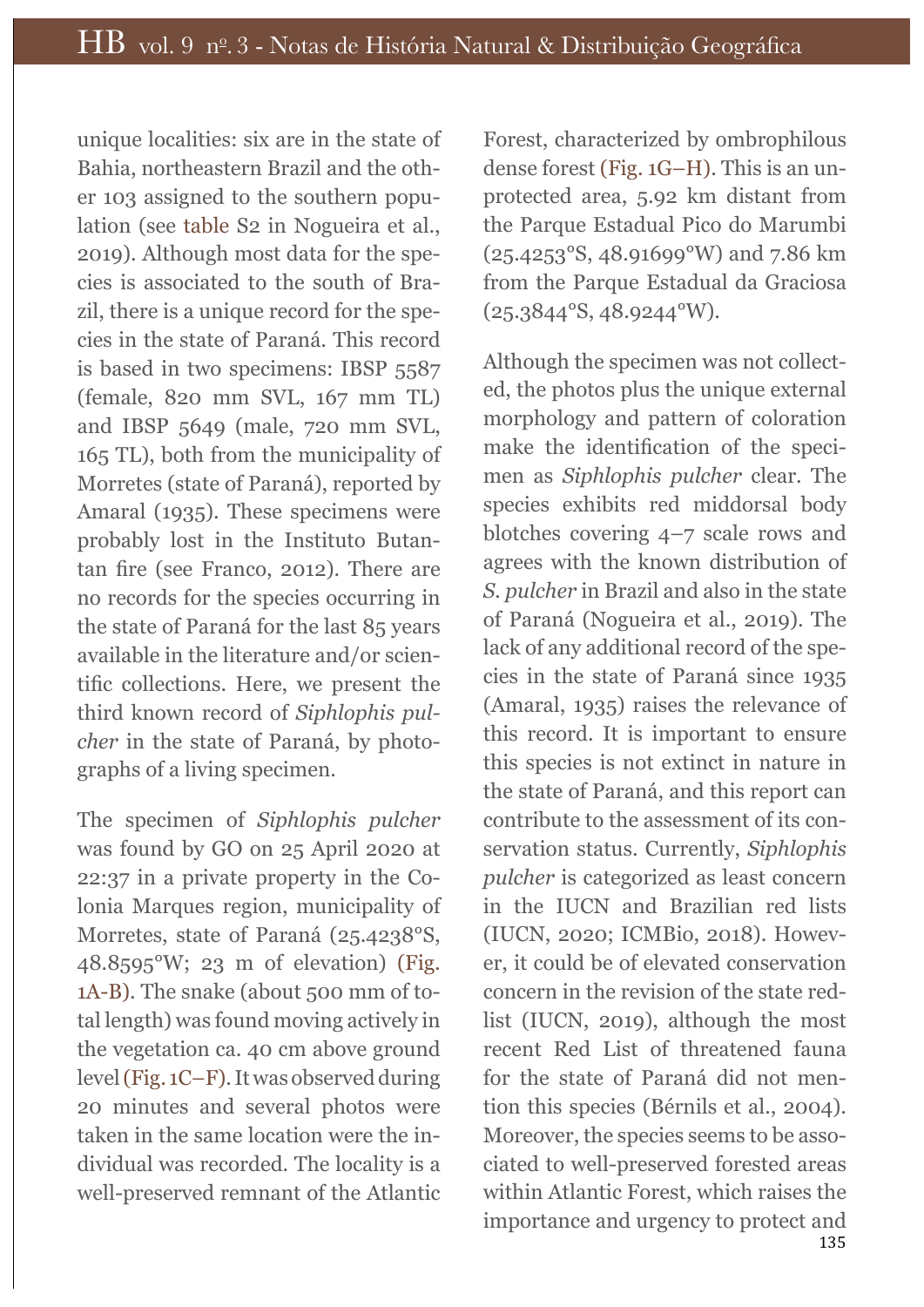unique localities: six are in the state of Bahia, northeastern Brazil and the other 103 assigned to the southern population (see table S2 in Nogueira et al., 2019). Although most data for the species is associated to the south of Brazil, there is a unique record for the species in the state of Paraná. This record is based in two specimens: IBSP 5587 (female, 820 mm SVL, 167 mm TL) and IBSP 5649 (male, 720 mm SVL, 165 TL), both from the municipality of Morretes (state of Paraná), reported by Amaral (1935). These specimens were probably lost in the Instituto Butantan fire (see Franco, 2012). There are no records for the species occurring in the state of Paraná for the last 85 years available in the literature and/or scientific collections. Here, we present the third known record of *Siphlophis pulcher* in the state of Paraná, by photographs of a living specimen.

The specimen of *Siphlophis pulcher* was found by GO on 25 April 2020 at 22:37 in a private property in the Colonia Marques region, municipality of Morretes, state of Paraná (25.4238°S, 48.8595°W; 23 m of elevation) (Fig. 1A-B). The snake (about 500 mm of total length) was found moving actively in the vegetation ca. 40 cm above ground level (Fig. 1C–F). It was observed during 20 minutes and several photos were taken in the same location were the individual was recorded. The locality is a well-preserved remnant of the Atlantic Forest, characterized by ombrophilous dense forest (Fig. 1G–H). This is an unprotected area, 5.92 km distant from the Parque Estadual Pico do Marumbi (25.4253°S, 48.91699°W) and 7.86 km from the Parque Estadual da Graciosa (25.3844°S, 48.9244°W).

Although the specimen was not collected, the photos plus the unique external morphology and pattern of coloration make the identification of the specimen as *Siphlophis pulcher* clear. The species exhibits red middorsal body blotches covering 4–7 scale rows and agrees with the known distribution of *S. pulcher* in Brazil and also in the state of Paraná (Nogueira et al., 2019). The lack of any additional record of the species in the state of Paraná since 1935 (Amaral, 1935) raises the relevance of this record. It is important to ensure this species is not extinct in nature in the state of Paraná, and this report can contribute to the assessment of its conservation status. Currently, *Siphlophis pulcher* is categorized as least concern in the IUCN and Brazilian red lists (IUCN, 2020; ICMBio, 2018). However, it could be of elevated conservation concern in the revision of the state redlist (IUCN, 2019), although the most recent Red List of threatened fauna for the state of Paraná did not mention this species (Bérnils et al., 2004). Moreover, the species seems to be associated to well-preserved forested areas within Atlantic Forest, which raises the importance and urgency to protect and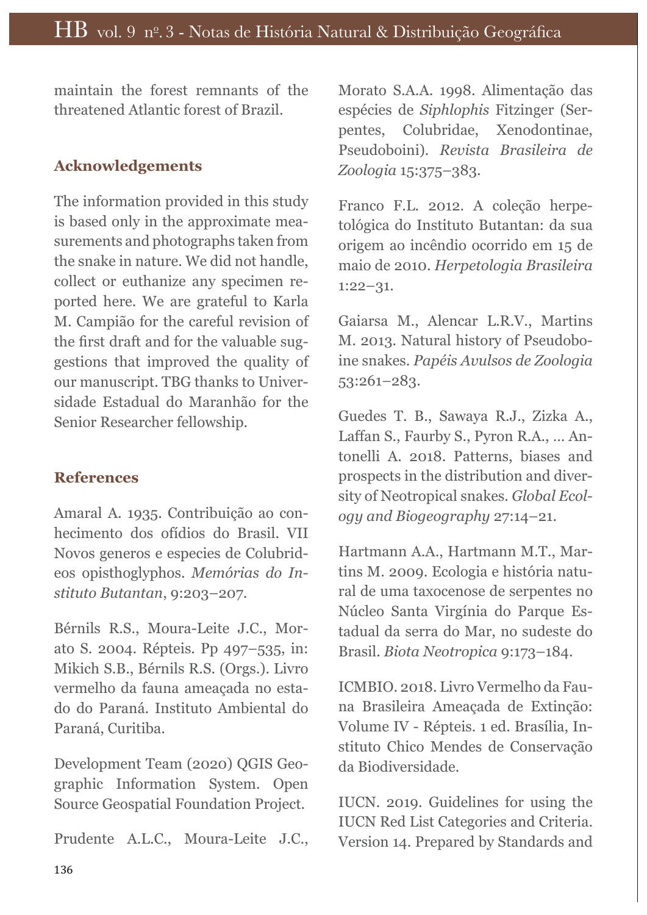maintain the forest remnants of the threatened Atlantic forest of Brazil.

## Acknowledgements

The information provided in this study is based only in the approximate measurements and photographs taken from the snake in nature. We did not handle, collect or euthanize any specimen reported here. We are grateful to Karla M. Campião for the careful revision of the first draft and for the valuable suggestions that improved the quality of our manuscript. TBG thanks to Universidade Estadual do Maranhão for the Senior Researcher fellowship.

## References

Amaral A. 1935. Contribuição ao conhecimento dos ofídios do Brasil. VII Novos generos e especies de Colubrideos opisthoglyphos. *Memórias do Instituto Butantan*, 9:203–207.

Bérnils R.S., Moura-Leite J.C., Morato S. 2004. Répteis. Pp 497–535, in: Mikich S.B., Bérnils R.S. (Orgs.). Livro vermelho da fauna ameaçada no estado do Paraná. Instituto Ambiental do Paraná, Curitiba.

Development Team (2020) QGIS Geographic Information System. Open Source Geospatial Foundation Project.

Prudente A.L.C., Moura-Leite J.C., Morato S.A.A. 1998. Alimentação das espécies de *Siphlophis* Fitzinger (Serpentes, Colubridae, Xenodontinae, Pseudoboini). *Revista Brasileira de Zoologia* 15:375–383.

Franco F.L. 2012. A coleção herpetológica do Instituto Butantan: da sua origem ao incêndio ocorrido em 15 de maio de 2010. *Herpetologia Brasileira* 1:22–31.

Gaiarsa M., Alencar L.R.V., Martins M. 2013. Natural history of Pseudoboine snakes. *Papéis Avulsos de Zoologia* 53:261–283.

Guedes T. B., Sawaya R.J., Zizka A., Laffan S., Faurby S., Pyron R.A., ... Antonelli A. 2018. Patterns, biases and prospects in the distribution and diversity of Neotropical snakes. *Global Ecology and Biogeography* 27:14–21.

Hartmann A.A., Hartmann M.T., Martins M. 2009. Ecologia e história natural de uma taxocenose de serpentes no Núcleo Santa Virgínia do Parque Estadual da serra do Mar, no sudeste do Brasil. *Biota Neotropica* 9:173–184.

ICMBIO. 2018. Livro Vermelho da Fauna Brasileira Ameaçada de Extinção: Volume IV - Répteis. 1 ed. Brasília, Instituto Chico Mendes de Conservação da Biodiversidade.

IUCN. 2019. Guidelines for using the IUCN Red List Categories and Criteria. Version 14. Prepared by Standards and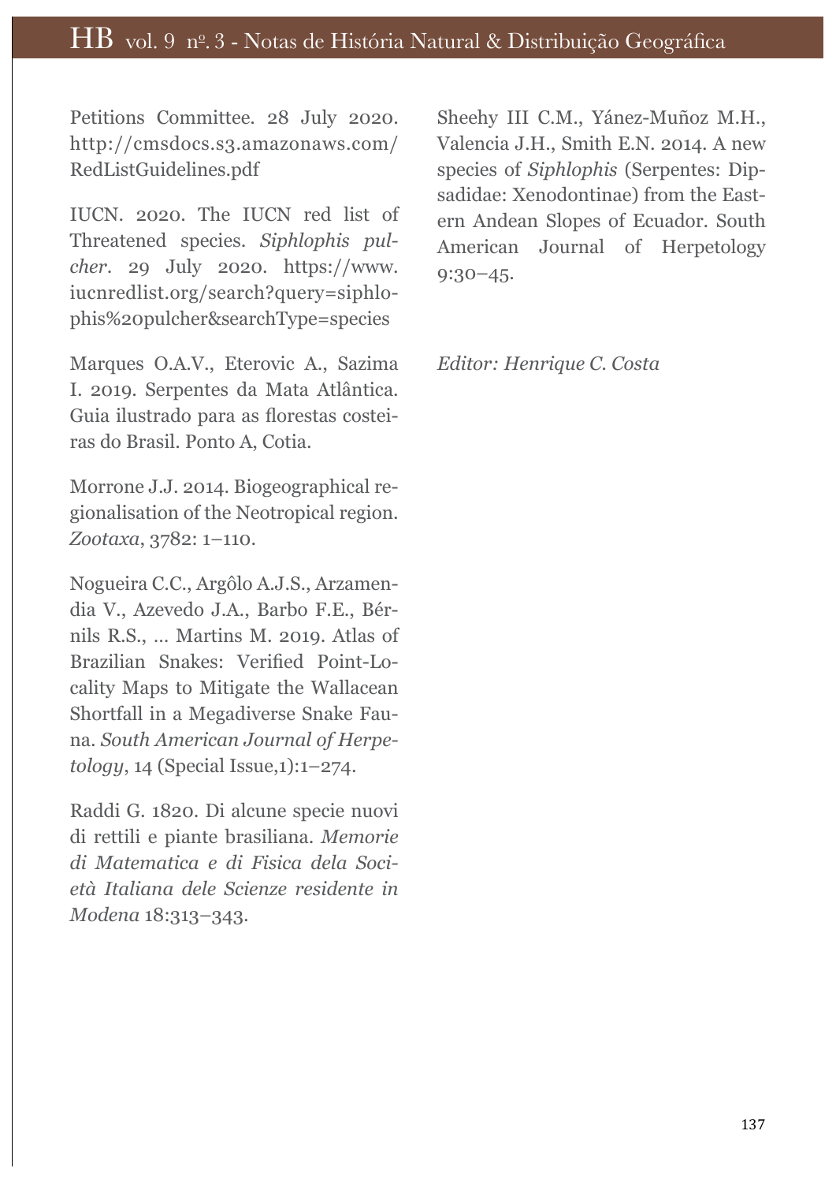Petitions Committee. 28 July 2020. http://cmsdocs.s3.amazonaws.com/RedListGuidelines.pdf

IUCN. 2020. The IUCN red list of Threatened species. *Siphlophis pulcher*. 29 July 2020. https://www.iucnredlist.org/search?query=siphlophis%20pulcher&searchType=species

Marques O.A.V., Eterovic A., Sazima I. 2019. Serpentes da Mata Atlântica. Guia ilustrado para as florestas costeiras do Brasil. Ponto A, Cotia.

Morrone J.J. 2014. Biogeographical regionalisation of the Neotropical region. *Zootaxa*, 3782: 1–110.

Nogueira C.C., Argôlo A.J.S., Arzamendia V., Azevedo J.A., Barbo F.E., Bérnils R.S., ... Martins M. 2019. Atlas of Brazilian Snakes: Verified Point-Locality Maps to Mitigate the Wallacean Shortfall in a Megadiverse Snake Fauna. *South American Journal of Herpetology*, 14 (Special Issue,1):1–274.

Raddi G. 1820. Di alcune specie nuovi di rettili e piante brasiliana. *Memorie di Matematica e di Fisica dela Società Italiana dele Scienze residente in Modena* 18:313–343.

Sheehy III C.M., Yánez-Muñoz M.H., Valencia J.H., Smith E.N. 2014. A new species of *Siphlophis* (Serpentes: Dipsadidae: Xenodontinae) from the Eastern Andean Slopes of Ecuador. South American Journal of Herpetology 9:30–45.

*Editor: Henrique C. Costa*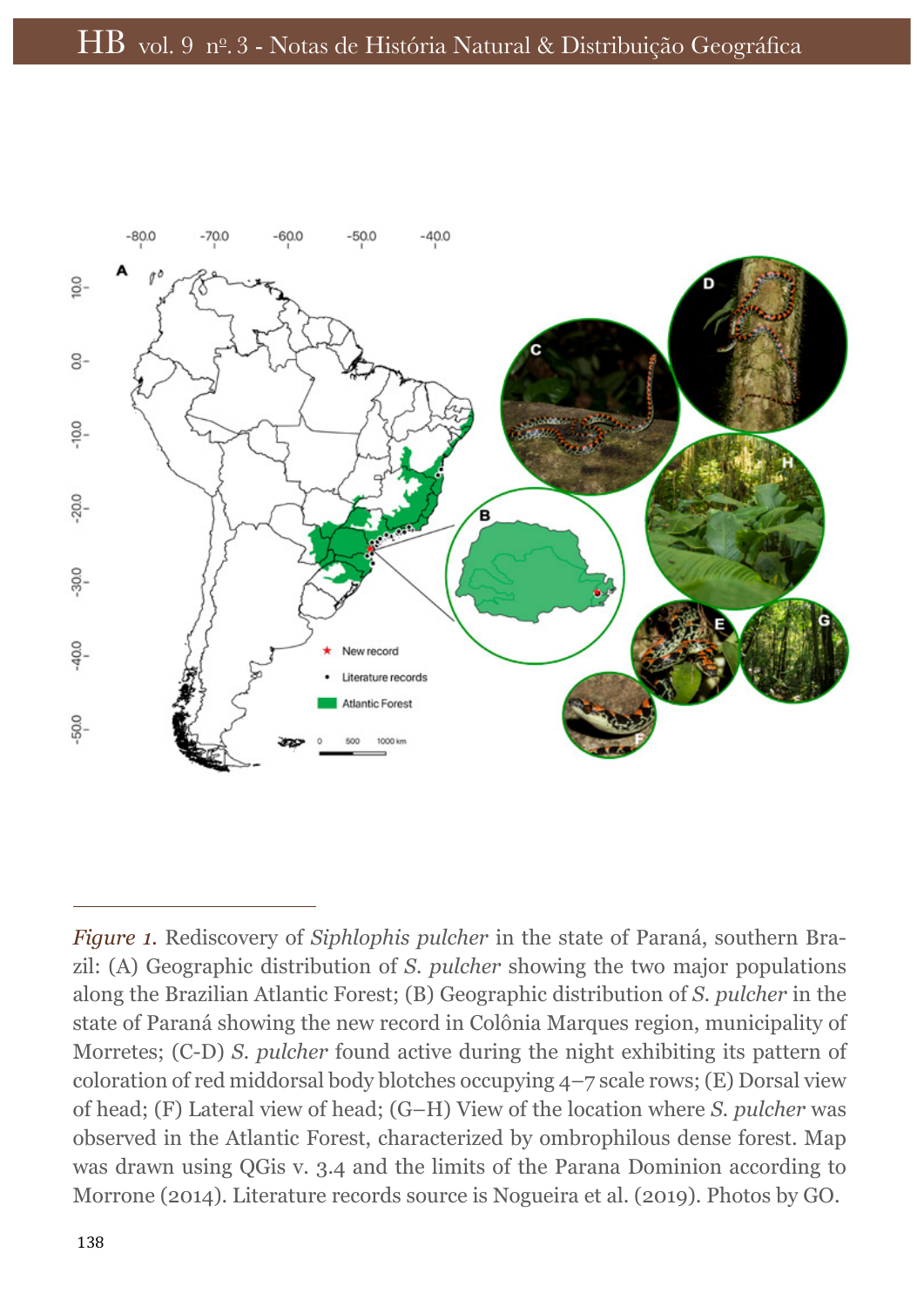-80.0
-70.0
-60.0
-50.0
-40.0

10.0
0.0
-10.0
-20.0
-30.0
-40.0
-50.0

A

B

C

D

E

F

G

H

New record

Literature records

Atlantic Forest

0 500 1000 km

*Figure 1.* Rediscovery of *Siphlophis pulcher* in the state of Paraná, southern Brazil: (A) Geographic distribution of *S. pulcher* showing the two major populations along the Brazilian Atlantic Forest; (B) Geographic distribution of *S. pulcher* in the state of Paraná showing the new record in Colônia Marques region, municipality of Morretes; (C-D) *S. pulcher* found active during the night exhibiting its pattern of coloration of red middorsal body blotches occupying 4–7 scale rows; (E) Dorsal view of head; (F) Lateral view of head; (G–H) View of the location where *S. pulcher* was observed in the Atlantic Forest, characterized by ombrophilous dense forest. Map was drawn using QGis v. 3.4 and the limits of the Parana Dominion according to Morrone (2014). Literature records source is Nogueira et al. (2019). Photos by GO.